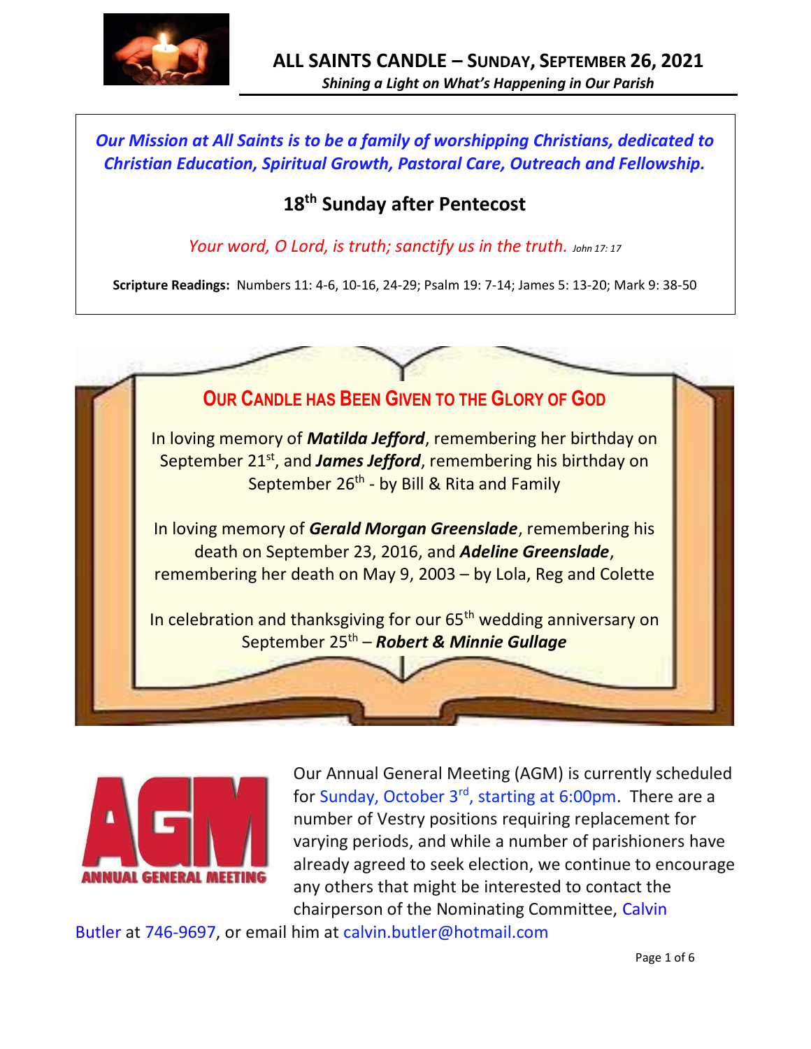# ALL SAINTS CANDLE – SUNDAY, SEPTEMBER 26, 2021

***Shining a Light on What's Happening in Our Parish***

***Our Mission at All Saints is to be a family of worshipping Christians, dedicated to Christian Education, Spiritual Growth, Pastoral Care, Outreach and Fellowship.***

## 18th Sunday after Pentecost

*Your word, O Lord, is truth; sanctify us in the truth.* *John 17: 17*

**Scripture Readings:** Numbers 11: 4-6, 10-16, 24-29; Psalm 19: 7-14; James 5: 13-20; Mark 9: 38-50

## OUR CANDLE HAS BEEN GIVEN TO THE GLORY OF GOD

In loving memory of ***Matilda Jefford***, remembering her birthday on September 21st, and ***James Jefford***, remembering his birthday on September 26th - by Bill & Rita and Family

In loving memory of ***Gerald Morgan Greenslade***, remembering his death on September 23, 2016, and ***Adeline Greenslade***, remembering her death on May 9, 2003 – by Lola, Reg and Colette

In celebration and thanksgiving for our 65th wedding anniversary on September 25th – ***Robert & Minnie Gullage***

AGM
ANNUAL GENERAL MEETING

Our Annual General Meeting (AGM) is currently scheduled for Sunday, October 3rd, starting at 6:00pm. There are a number of Vestry positions requiring replacement for varying periods, and while a number of parishioners have already agreed to seek election, we continue to encourage any others that might be interested to contact the chairperson of the Nominating Committee, Calvin Butler at 746-9697, or email him at calvin.butler@hotmail.com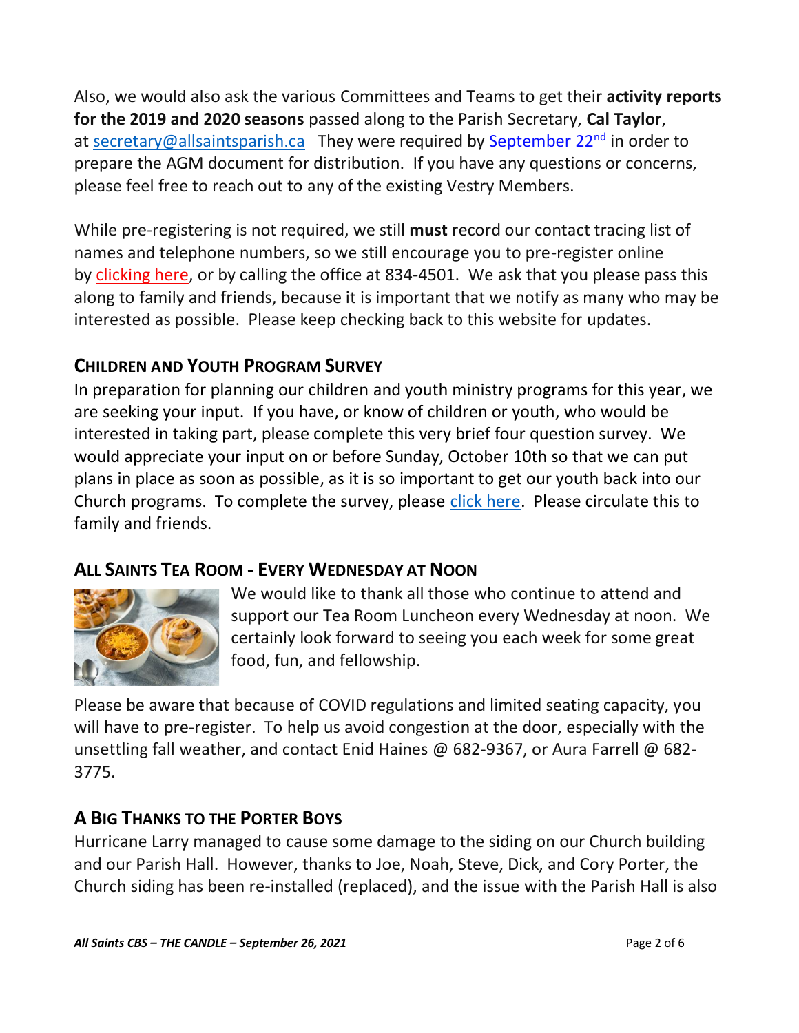Also, we would also ask the various Committees and Teams to get their **activity reports for the 2019 and 2020 seasons** passed along to the Parish Secretary, **Cal Taylor**, at secretary@allsaintsparish.ca They were required by September 22nd in order to prepare the AGM document for distribution. If you have any questions or concerns, please feel free to reach out to any of the existing Vestry Members.

While pre-registering is not required, we still **must** record our contact tracing list of names and telephone numbers, so we still encourage you to pre-register online by clicking here, or by calling the office at 834-4501. We ask that you please pass this along to family and friends, because it is important that we notify as many who may be interested as possible. Please keep checking back to this website for updates.

## CHILDREN AND YOUTH PROGRAM SURVEY

In preparation for planning our children and youth ministry programs for this year, we are seeking your input. If you have, or know of children or youth, who would be interested in taking part, please complete this very brief four question survey. We would appreciate your input on or before Sunday, October 10th so that we can put plans in place as soon as possible, as it is so important to get our youth back into our Church programs. To complete the survey, please click here. Please circulate this to family and friends.

## ALL SAINTS TEA ROOM - EVERY WEDNESDAY AT NOON

We would like to thank all those who continue to attend and support our Tea Room Luncheon every Wednesday at noon. We certainly look forward to seeing you each week for some great food, fun, and fellowship.

Please be aware that because of COVID regulations and limited seating capacity, you will have to pre-register. To help us avoid congestion at the door, especially with the unsettling fall weather, and contact Enid Haines @ 682-9367, or Aura Farrell @ 682-3775.

## A BIG THANKS TO THE PORTER BOYS

Hurricane Larry managed to cause some damage to the siding on our Church building and our Parish Hall. However, thanks to Joe, Noah, Steve, Dick, and Cory Porter, the Church siding has been re-installed (replaced), and the issue with the Parish Hall is also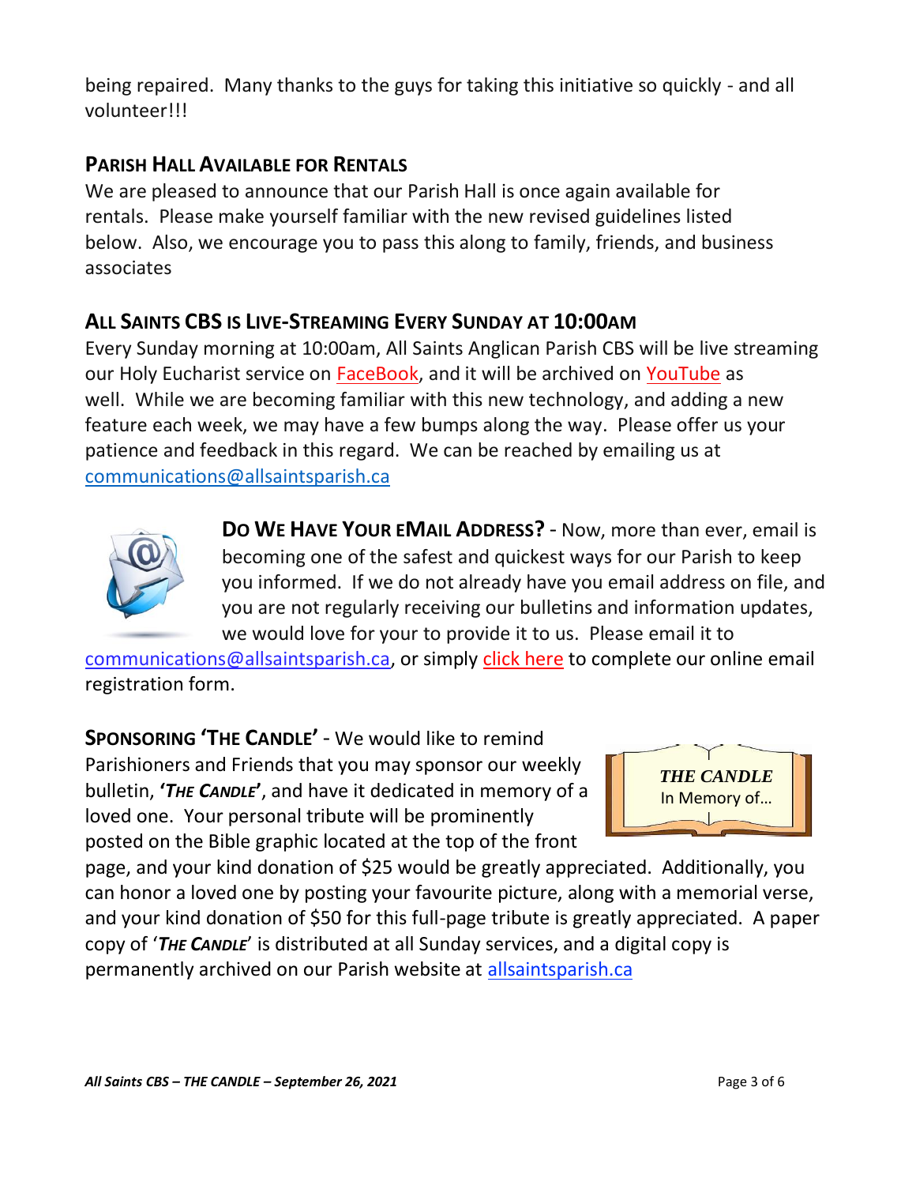being repaired. Many thanks to the guys for taking this initiative so quickly - and all volunteer!!!

## PARISH HALL AVAILABLE FOR RENTALS

We are pleased to announce that our Parish Hall is once again available for rentals. Please make yourself familiar with the new revised guidelines listed below. Also, we encourage you to pass this along to family, friends, and business associates

## ALL SAINTS CBS IS LIVE-STREAMING EVERY SUNDAY AT 10:00AM

Every Sunday morning at 10:00am, All Saints Anglican Parish CBS will be live streaming our Holy Eucharist service on FaceBook, and it will be archived on YouTube as well. While we are becoming familiar with this new technology, and adding a new feature each week, we may have a few bumps along the way. Please offer us your patience and feedback in this regard. We can be reached by emailing us at communications@allsaintsparish.ca

**DO WE HAVE YOUR EMAIL ADDRESS?** - Now, more than ever, email is becoming one of the safest and quickest ways for our Parish to keep you informed. If we do not already have you email address on file, and you are not regularly receiving our bulletins and information updates, we would love for your to provide it to us. Please email it to communications@allsaintsparish.ca, or simply click here to complete our online email registration form.

**SPONSORING 'THE CANDLE'** - We would like to remind Parishioners and Friends that you may sponsor our weekly bulletin, **'*THE CANDLE*'**, and have it dedicated in memory of a loved one. Your personal tribute will be prominently posted on the Bible graphic located at the top of the front page, and your kind donation of $25 would be greatly appreciated. Additionally, you can honor a loved one by posting your favourite picture, along with a memorial verse, and your kind donation of $50 for this full-page tribute is greatly appreciated. A paper copy of '***THE CANDLE***' is distributed at all Sunday services, and a digital copy is permanently archived on our Parish website at allsaintsparish.ca

*THE CANDLE*
In Memory of…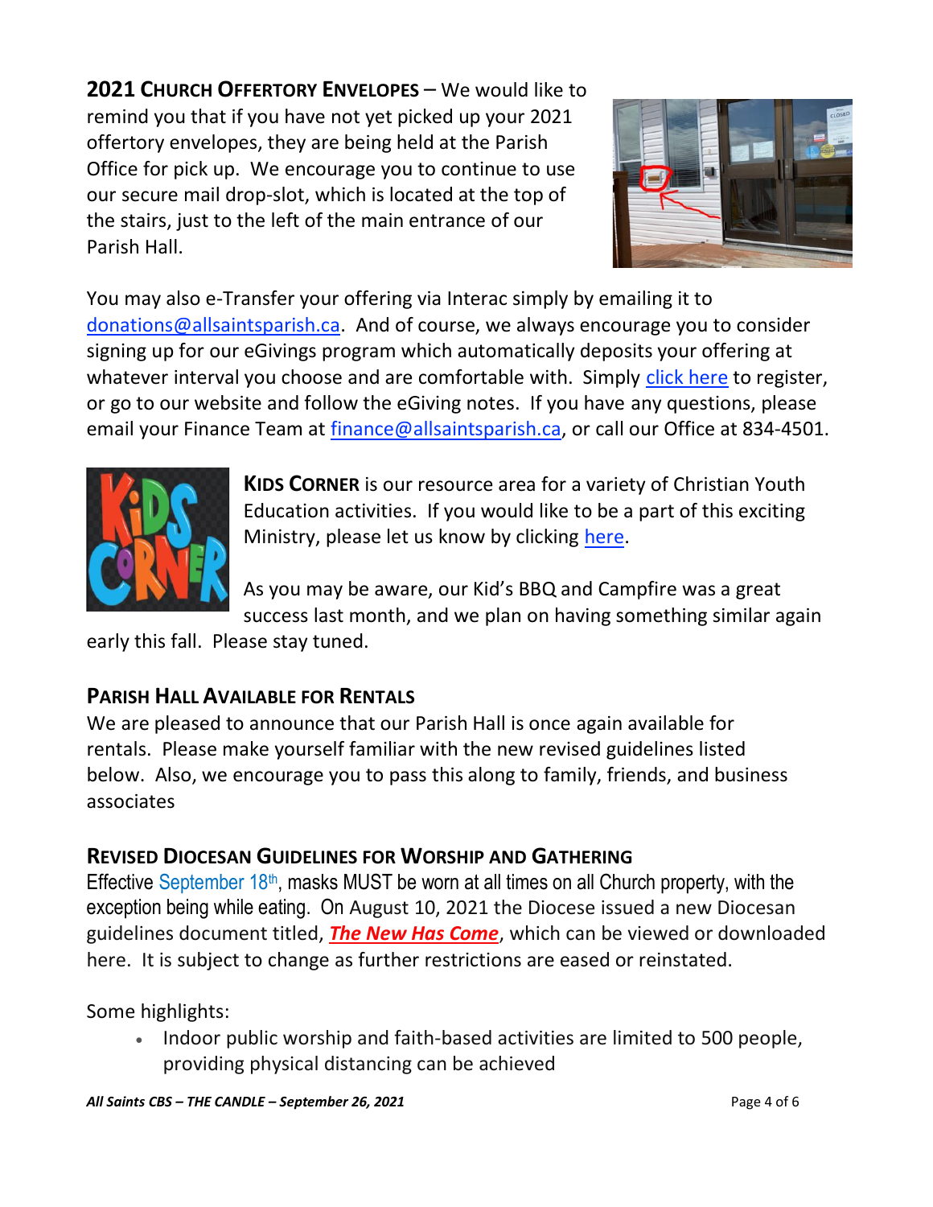**2021 CHURCH OFFERTORY ENVELOPES** – We would like to remind you that if you have not yet picked up your 2021 offertory envelopes, they are being held at the Parish Office for pick up. We encourage you to continue to use our secure mail drop-slot, which is located at the top of the stairs, just to the left of the main entrance of our Parish Hall.

You may also e-Transfer your offering via Interac simply by emailing it to donations@allsaintsparish.ca. And of course, we always encourage you to consider signing up for our eGivings program which automatically deposits your offering at whatever interval you choose and are comfortable with. Simply click here to register, or go to our website and follow the eGiving notes. If you have any questions, please email your Finance Team at finance@allsaintsparish.ca, or call our Office at 834-4501.

**KIDS CORNER** is our resource area for a variety of Christian Youth Education activities. If you would like to be a part of this exciting Ministry, please let us know by clicking here.

As you may be aware, our Kid's BBQ and Campfire was a great success last month, and we plan on having something similar again early this fall. Please stay tuned.

## PARISH HALL AVAILABLE FOR RENTALS

We are pleased to announce that our Parish Hall is once again available for rentals. Please make yourself familiar with the new revised guidelines listed below. Also, we encourage you to pass this along to family, friends, and business associates

## REVISED DIOCESAN GUIDELINES FOR WORSHIP AND GATHERING

Effective September 18th, masks MUST be worn at all times on all Church property, with the exception being while eating. On August 10, 2021 the Diocese issued a new Diocesan guidelines document titled, ***The New Has Come***, which can be viewed or downloaded here. It is subject to change as further restrictions are eased or reinstated.

Some highlights:

- Indoor public worship and faith-based activities are limited to 500 people, providing physical distancing can be achieved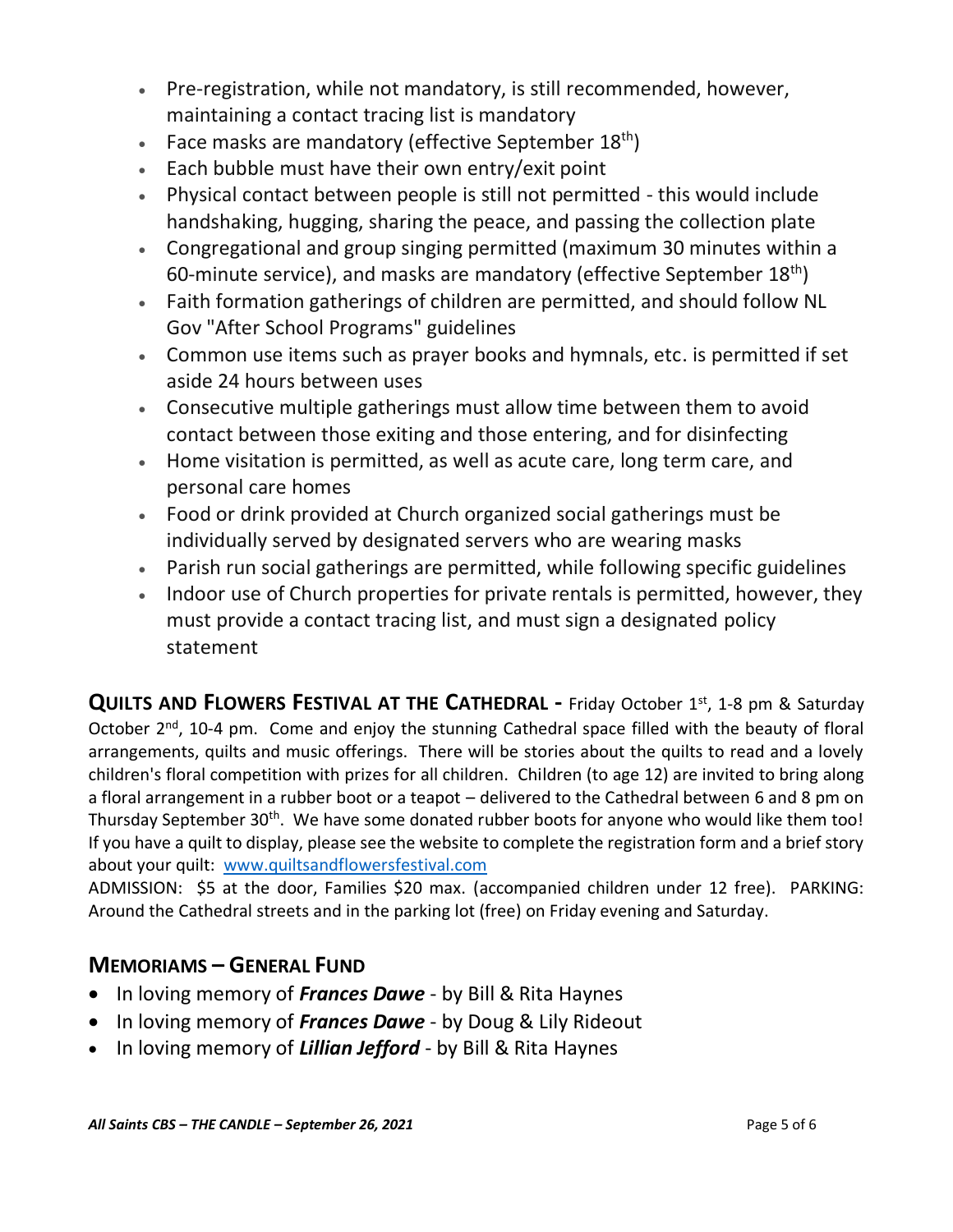- Pre-registration, while not mandatory, is still recommended, however, maintaining a contact tracing list is mandatory
- Face masks are mandatory (effective September 18th)
- Each bubble must have their own entry/exit point
- Physical contact between people is still not permitted - this would include handshaking, hugging, sharing the peace, and passing the collection plate
- Congregational and group singing permitted (maximum 30 minutes within a 60-minute service), and masks are mandatory (effective September 18th)
- Faith formation gatherings of children are permitted, and should follow NL Gov "After School Programs" guidelines
- Common use items such as prayer books and hymnals, etc. is permitted if set aside 24 hours between uses
- Consecutive multiple gatherings must allow time between them to avoid contact between those exiting and those entering, and for disinfecting
- Home visitation is permitted, as well as acute care, long term care, and personal care homes
- Food or drink provided at Church organized social gatherings must be individually served by designated servers who are wearing masks
- Parish run social gatherings are permitted, while following specific guidelines
- Indoor use of Church properties for private rentals is permitted, however, they must provide a contact tracing list, and must sign a designated policy statement

**QUILTS AND FLOWERS FESTIVAL AT THE CATHEDRAL -** Friday October 1st, 1-8 pm & Saturday October 2nd, 10-4 pm. Come and enjoy the stunning Cathedral space filled with the beauty of floral arrangements, quilts and music offerings. There will be stories about the quilts to read and a lovely children's floral competition with prizes for all children. Children (to age 12) are invited to bring along a floral arrangement in a rubber boot or a teapot – delivered to the Cathedral between 6 and 8 pm on Thursday September 30th. We have some donated rubber boots for anyone who would like them too! If you have a quilt to display, please see the website to complete the registration form and a brief story about your quilt: www.quiltsandflowersfestival.com

ADMISSION: $5 at the door, Families $20 max. (accompanied children under 12 free). PARKING: Around the Cathedral streets and in the parking lot (free) on Friday evening and Saturday.

## MEMORIAMS – GENERAL FUND

- In loving memory of ***Frances Dawe*** - by Bill & Rita Haynes
- In loving memory of ***Frances Dawe*** - by Doug & Lily Rideout
- In loving memory of ***Lillian Jefford*** - by Bill & Rita Haynes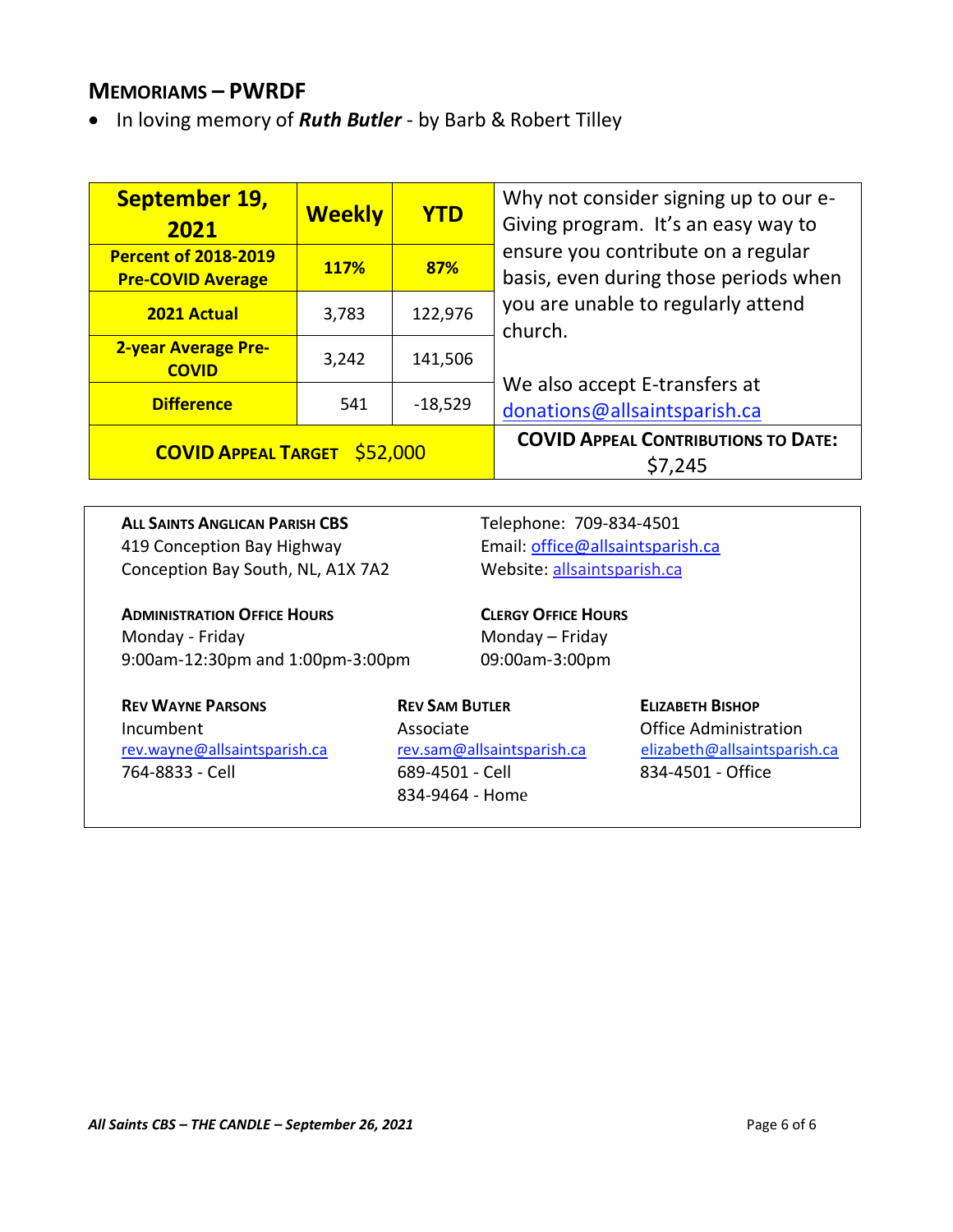## MEMORIAMS – PWRDF

- In loving memory of ***Ruth Butler*** - by Barb & Robert Tilley

| September 19, 2021 | Weekly | YTD |
|---|---|---|
| Percent of 2018-2019 Pre-COVID Average | 117% | 87% |
| 2021 Actual | 3,783 | 122,976 |
| 2-year Average Pre-COVID | 3,242 | 141,506 |
| Difference | 541 | -18,529 |
| COVID APPEAL TARGET $52,000 | | |

Why not consider signing up to our e-Giving program. It's an easy way to ensure you contribute on a regular basis, even during those periods when you are unable to regularly attend church.

We also accept E-transfers at donations@allsaintsparish.ca

**COVID APPEAL CONTRIBUTIONS TO DATE:** $7,245

**ALL SAINTS ANGLICAN PARISH CBS**
419 Conception Bay Highway
Conception Bay South, NL, A1X 7A2

Telephone: 709-834-4501
Email: office@allsaintsparish.ca
Website: allsaintsparish.ca

**ADMINISTRATION OFFICE HOURS**
Monday - Friday
9:00am-12:30pm and 1:00pm-3:00pm

**CLERGY OFFICE HOURS**
Monday – Friday
09:00am-3:00pm

**REV WAYNE PARSONS**
Incumbent
rev.wayne@allsaintsparish.ca
764-8833 - Cell

**REV SAM BUTLER**
Associate
rev.sam@allsaintsparish.ca
689-4501 - Cell
834-9464 - Home

**ELIZABETH BISHOP**
Office Administration
elizabeth@allsaintsparish.ca
834-4501 - Office